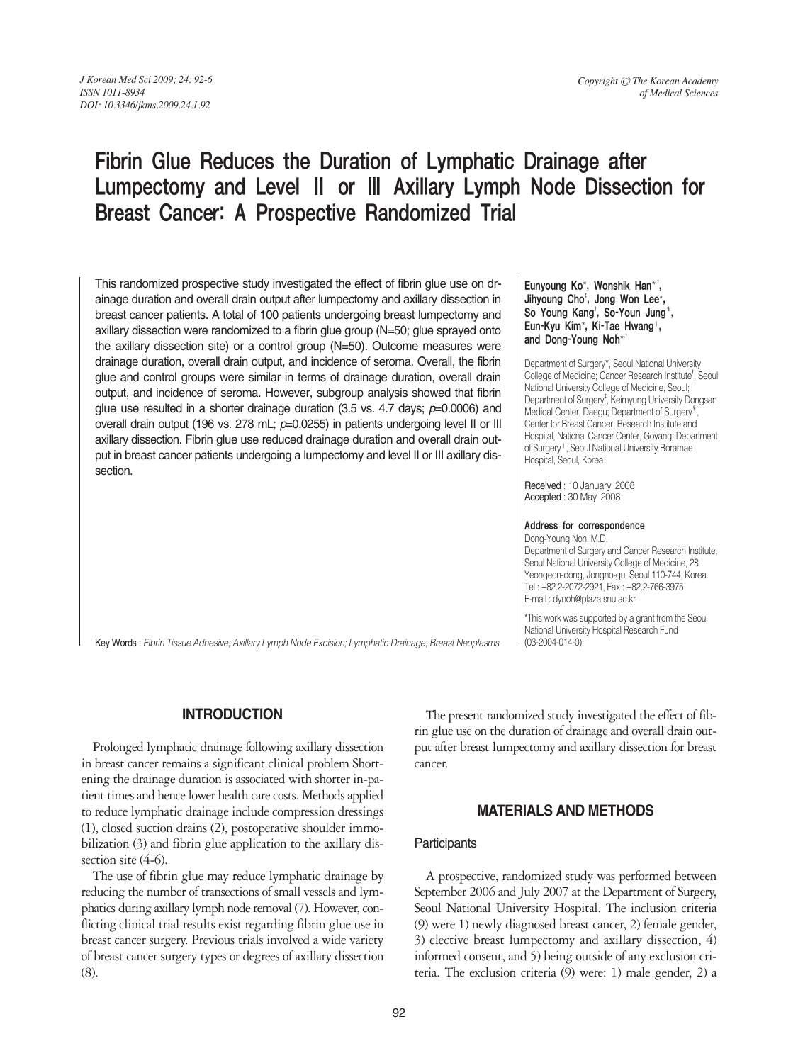# Fibrin Glue Reduces the Duration of Lymphatic Drainage after Lumpectomy and Level II or III Axillary Lymph Node Dissection for Breast Cancer: A Prospective Randomized Trial

This randomized prospective study investigated the effect of fibrin glue use on drainage duration and overall drain output after lumpectomy and axillary dissection in breast cancer patients. A total of 100 patients undergoing breast lumpectomy and axillary dissection were randomized to a fibrin glue group (N=50; glue sprayed onto the axillary dissection site) or a control group (N=50). Outcome measures were drainage duration, overall drain output, and incidence of seroma. Overall, the fibrin glue and control groups were similar in terms of drainage duration, overall drain output, and incidence of seroma. However, subgroup analysis showed that fibrin glue use resulted in a shorter drainage duration (3.5 vs. 4.7 days; *p*=0.0006) and overall drain output (196 vs. 278 mL; *p*=0.0255) in patients undergoing level II or III axillary dissection. Fibrin glue use reduced drainage duration and overall drain output in breast cancer patients undergoing a lumpectomy and level II or III axillary dissection.

Key Words : *Fibrin Tissue Adhesive; Axillary Lymph Node Excision; Lymphatic Drainage; Breast Neoplasms*

**Eunyoung Ko**[*], **Wonshik Han**[*,†], **Jihyoung Cho**[‡], **Jong Won Lee**[*], **So Young Kang**[†], **So-Youn Jung**[§], **Eun-Kyu Kim**[*], **Ki-Tae Hwang**[∥], **and Dong-Young Noh**[*,†]

Department of Surgery[*], Seoul National University College of Medicine; Cancer Research Institute[†], Seoul National University College of Medicine, Seoul; Department of Surgery[‡], Keimyung University Dongsan Medical Center, Daegu; Department of Surgery[§], Center for Breast Cancer, Research Institute and Hospital, National Cancer Center, Goyang; Department of Surgery[∥], Seoul National University Boramae Hospital, Seoul, Korea

**Received** : 10 January 2008
**Accepted** : 30 May 2008

**Address for correspondence**
Dong-Young Noh, M.D.
Department of Surgery and Cancer Research Institute, Seoul National University College of Medicine, 28 Yeongeon-dong, Jongno-gu, Seoul 110-744, Korea
Tel : +82.2-2072-2921, Fax : +82.2-766-3975
E-mail : dynoh@plaza.snu.ac.kr

*This work was supported by a grant from the Seoul National University Hospital Research Fund (03-2004-014-0).

## INTRODUCTION

Prolonged lymphatic drainage following axillary dissection in breast cancer remains a significant clinical problem Shortening the drainage duration is associated with shorter in-patient times and hence lower health care costs. Methods applied to reduce lymphatic drainage include compression dressings (1), closed suction drains (2), postoperative shoulder immobilization (3) and fibrin glue application to the axillary dissection site (4-6).

The use of fibrin glue may reduce lymphatic drainage by reducing the number of transections of small vessels and lymphatics during axillary lymph node removal (7). However, conflicting clinical trial results exist regarding fibrin glue use in breast cancer surgery. Previous trials involved a wide variety of breast cancer surgery types or degrees of axillary dissection (8).

The present randomized study investigated the effect of fibrin glue use on the duration of drainage and overall drain output after breast lumpectomy and axillary dissection for breast cancer.

## MATERIALS AND METHODS

### Participants

A prospective, randomized study was performed between September 2006 and July 2007 at the Department of Surgery, Seoul National University Hospital. The inclusion criteria (9) were 1) newly diagnosed breast cancer, 2) female gender, 3) elective breast lumpectomy and axillary dissection, 4) informed consent, and 5) being outside of any exclusion criteria. The exclusion criteria (9) were: 1) male gender, 2) a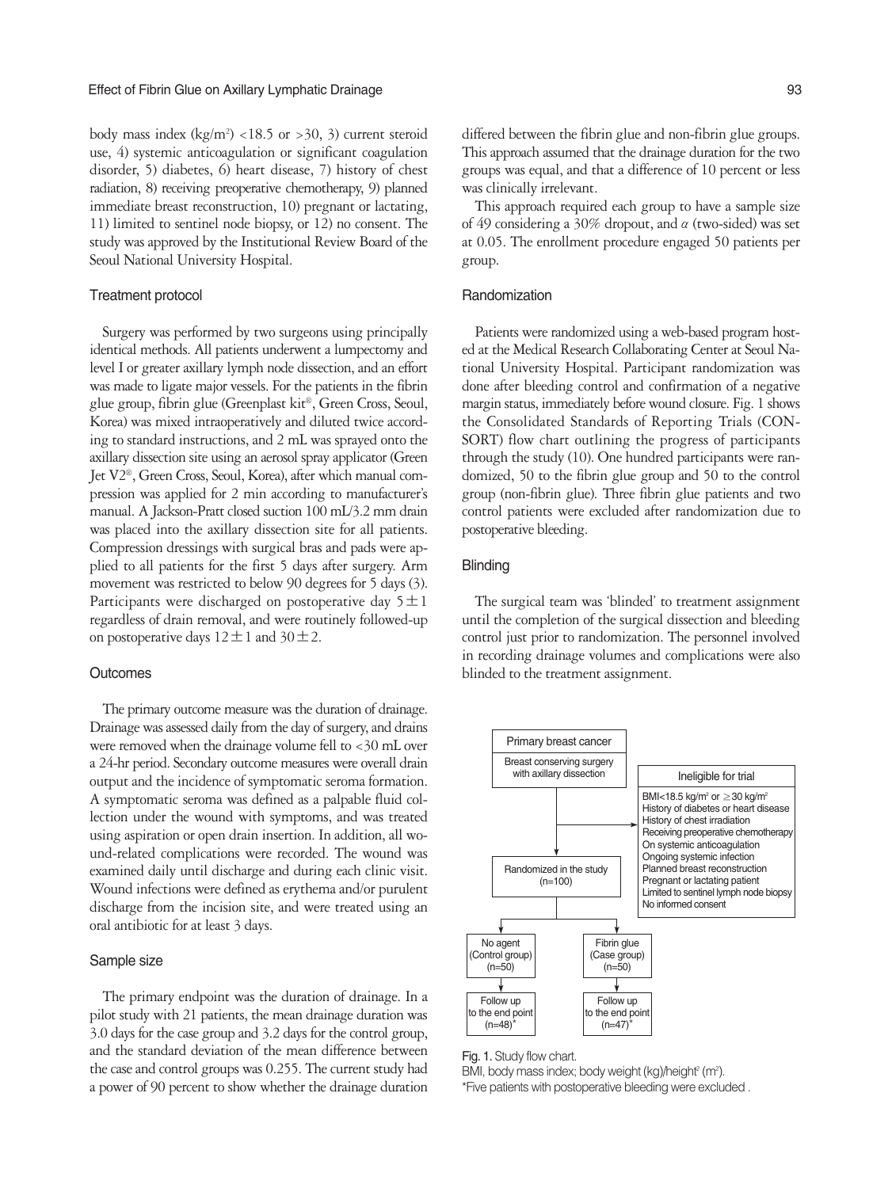body mass index ($kg/m^2$) <18.5 or >30, 3) current steroid use, 4) systemic anticoagulation or significant coagulation disorder, 5) diabetes, 6) heart disease, 7) history of chest radiation, 8) receiving preoperative chemotherapy, 9) planned immediate breast reconstruction, 10) pregnant or lactating, 11) limited to sentinel node biopsy, or 12) no consent. The study was approved by the Institutional Review Board of the Seoul National University Hospital.

### Treatment protocol

Surgery was performed by two surgeons using principally identical methods. All patients underwent a lumpectomy and level I or greater axillary lymph node dissection, and an effort was made to ligate major vessels. For the patients in the fibrin glue group, fibrin glue (Greenplast kit®, Green Cross, Seoul, Korea) was mixed intraoperatively and diluted twice according to standard instructions, and 2 mL was sprayed onto the axillary dissection site using an aerosol spray applicator (Green Jet V2®, Green Cross, Seoul, Korea), after which manual compression was applied for 2 min according to manufacturer's manual. A Jackson-Pratt closed suction 100 mL/3.2 mm drain was placed into the axillary dissection site for all patients. Compression dressings with surgical bras and pads were applied to all patients for the first 5 days after surgery. Arm movement was restricted to below 90 degrees for 5 days (3). Participants were discharged on postoperative day $5\pm1$ regardless of drain removal, and were routinely followed-up on postoperative days $12\pm1$ and $30\pm2$.

### Outcomes

The primary outcome measure was the duration of drainage. Drainage was assessed daily from the day of surgery, and drains were removed when the drainage volume fell to <30 mL over a 24-hr period. Secondary outcome measures were overall drain output and the incidence of symptomatic seroma formation. A symptomatic seroma was defined as a palpable fluid collection under the wound with symptoms, and was treated using aspiration or open drain insertion. In addition, all wound-related complications were recorded. The wound was examined daily until discharge and during each clinic visit. Wound infections were defined as erythema and/or purulent discharge from the incision site, and were treated using an oral antibiotic for at least 3 days.

### Sample size

The primary endpoint was the duration of drainage. In a pilot study with 21 patients, the mean drainage duration was 3.0 days for the case group and 3.2 days for the control group, and the standard deviation of the mean difference between the case and control groups was 0.255. The current study had a power of 90 percent to show whether the drainage duration differed between the fibrin glue and non-fibrin glue groups. This approach assumed that the drainage duration for the two groups was equal, and that a difference of 10 percent or less was clinically irrelevant.

This approach required each group to have a sample size of 49 considering a 30% dropout, and $\alpha$ (two-sided) was set at 0.05. The enrollment procedure engaged 50 patients per group.

### Randomization

Patients were randomized using a web-based program hosted at the Medical Research Collaborating Center at Seoul National University Hospital. Participant randomization was done after bleeding control and confirmation of a negative margin status, immediately before wound closure. Fig. 1 shows the Consolidated Standards of Reporting Trials (CONSORT) flow chart outlining the progress of participants through the study (10). One hundred participants were randomized, 50 to the fibrin glue group and 50 to the control group (non-fibrin glue). Three fibrin glue patients and two control patients were excluded after randomization due to postoperative bleeding.

### Blinding

The surgical team was 'blinded' to treatment assignment until the completion of the surgical dissection and bleeding control just prior to randomization. The personnel involved in recording drainage volumes and complications were also blinded to the treatment assignment.

Primary breast cancer
Breast conserving surgery with axillary dissection

Ineligible for trial
- BMI<18.5 $kg/m^2$ or $\geq$30 $kg/m^2$
- History of diabetes or heart disease
- History of chest irradiation
- Receiving preoperative chemotherapy
- On systemic anticoagulation
- Ongoing systemic infection
- Planned breast reconstruction
- Pregnant or lactating patient
- Limited to sentinel lymph node biopsy
- No informed consent

Randomized in the study (n=100)

No agent (Control group) (n=50) → Follow up to the end point (n=48)*

Fibrin glue (Case group) (n=50) → Follow up to the end point (n=47)*

Fig. 1. Study flow chart.
BMI, body mass index; body weight (kg)/height² ($m^2$).
*Five patients with postoperative bleeding were excluded .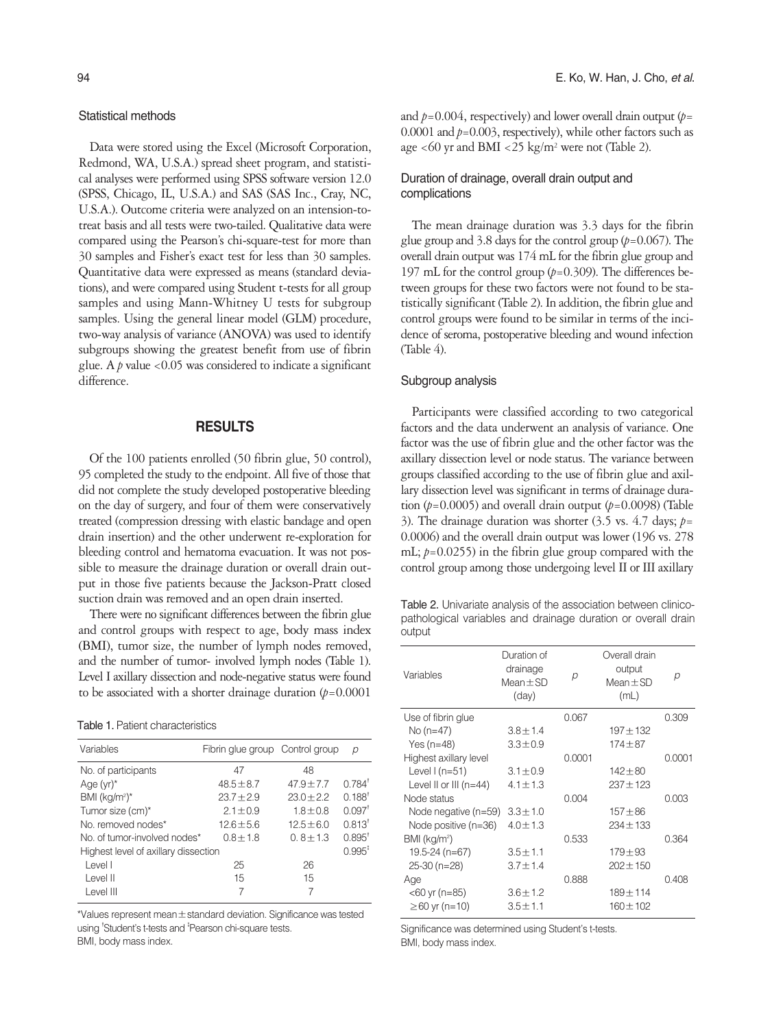### Statistical methods

Data were stored using the Excel (Microsoft Corporation, Redmond, WA, U.S.A.) spread sheet program, and statistical analyses were performed using SPSS software version 12.0 (SPSS, Chicago, IL, U.S.A.) and SAS (SAS Inc., Cray, NC, U.S.A.). Outcome criteria were analyzed on an intension-to-treat basis and all tests were two-tailed. Qualitative data were compared using the Pearson's chi-square-test for more than 30 samples and Fisher's exact test for less than 30 samples. Quantitative data were expressed as means (standard deviations), and were compared using Student t-tests for all group samples and using Mann-Whitney U tests for subgroup samples. Using the general linear model (GLM) procedure, two-way analysis of variance (ANOVA) was used to identify subgroups showing the greatest benefit from use of fibrin glue. A $p$ value <0.05 was considered to indicate a significant difference.

## RESULTS

Of the 100 patients enrolled (50 fibrin glue, 50 control), 95 completed the study to the endpoint. All five of those that did not complete the study developed postoperative bleeding on the day of surgery, and four of them were conservatively treated (compression dressing with elastic bandage and open drain insertion) and the other underwent re-exploration for bleeding control and hematoma evacuation. It was not possible to measure the drainage duration or overall drain output in those five patients because the Jackson-Pratt closed suction drain was removed and an open drain inserted.

There were no significant differences between the fibrin glue and control groups with respect to age, body mass index (BMI), tumor size, the number of lymph nodes removed, and the number of tumor- involved lymph nodes (Table 1). Level I axillary dissection and node-negative status were found to be associated with a shorter drainage duration ($p$=0.0001 and $p$=0.004, respectively) and lower overall drain output ($p$=0.0001 and $p$=0.003, respectively), while other factors such as age <60 yr and BMI <25 kg/m$^2$ were not (Table 2).

Table 1. Patient characteristics

| Variables | Fibrin glue group | Control group | $p$ |
|---|---|---|---|
| No. of participants | 47 | 48 | |
| Age (yr)* | 48.5±8.7 | 47.9±7.7 | 0.784† |
| BMI (kg/m$^2$)* | 23.7±2.9 | 23.0±2.2 | 0.188† |
| Tumor size (cm)* | 2.1±0.9 | 1.8±0.8 | 0.097† |
| No. removed nodes* | 12.6±5.6 | 12.5±6.0 | 0.813† |
| No. of tumor-involved nodes* | 0.8±1.8 | 0. 8±1.3 | 0.895† |
| Highest level of axillary dissection | | | 0.995‡ |
| Level I | 25 | 26 | |
| Level II | 15 | 15 | |
| Level III | 7 | 7 | |

*Values represent mean±standard deviation. Significance was tested using †Student's t-tests and ‡Pearson chi-square tests.
BMI, body mass index.

### Duration of drainage, overall drain output and complications

The mean drainage duration was 3.3 days for the fibrin glue group and 3.8 days for the control group ($p$=0.067). The overall drain output was 174 mL for the fibrin glue group and 197 mL for the control group ($p$=0.309). The differences between groups for these two factors were not found to be statistically significant (Table 2). In addition, the fibrin glue and control groups were found to be similar in terms of the incidence of seroma, postoperative bleeding and wound infection (Table 4).

### Subgroup analysis

Participants were classified according to two categorical factors and the data underwent an analysis of variance. One factor was the use of fibrin glue and the other factor was the axillary dissection level or node status. The variance between groups classified according to the use of fibrin glue and axillary dissection level was significant in terms of drainage duration ($p$=0.0005) and overall drain output ($p$=0.0098) (Table 3). The drainage duration was shorter (3.5 vs. 4.7 days; $p$=0.0006) and the overall drain output was lower (196 vs. 278 mL; $p$=0.0255) in the fibrin glue group compared with the control group among those undergoing level II or III axillary

Table 2. Univariate analysis of the association between clinicopathological variables and drainage duration or overall drain output

| Variables | Duration of drainage Mean±SD (day) | $p$ | Overall drain output Mean±SD (mL) | $p$ |
|---|---|---|---|---|
| Use of fibrin glue | | 0.067 | | 0.309 |
| No (n=47) | 3.8±1.4 | | 197±132 | |
| Yes (n=48) | 3.3±0.9 | | 174±87 | |
| Highest axillary level | | 0.0001 | | 0.0001 |
| Level I (n=51) | 3.1±0.9 | | 142±80 | |
| Level II or III (n=44) | 4.1±1.3 | | 237±123 | |
| Node status | | 0.004 | | 0.003 |
| Node negative (n=59) | 3.3±1.0 | | 157±86 | |
| Node positive (n=36) | 4.0±1.3 | | 234±133 | |
| BMI (kg/m$^2$) | | 0.533 | | 0.364 |
| 19.5-24 (n=67) | 3.5±1.1 | | 179±93 | |
| 25-30 (n=28) | 3.7±1.4 | | 202±150 | |
| Age | | 0.888 | | 0.408 |
| <60 yr (n=85) | 3.6±1.2 | | 189±114 | |
| ≥60 yr (n=10) | 3.5±1.1 | | 160±102 | |

Significance was determined using Student's t-tests.
BMI, body mass index.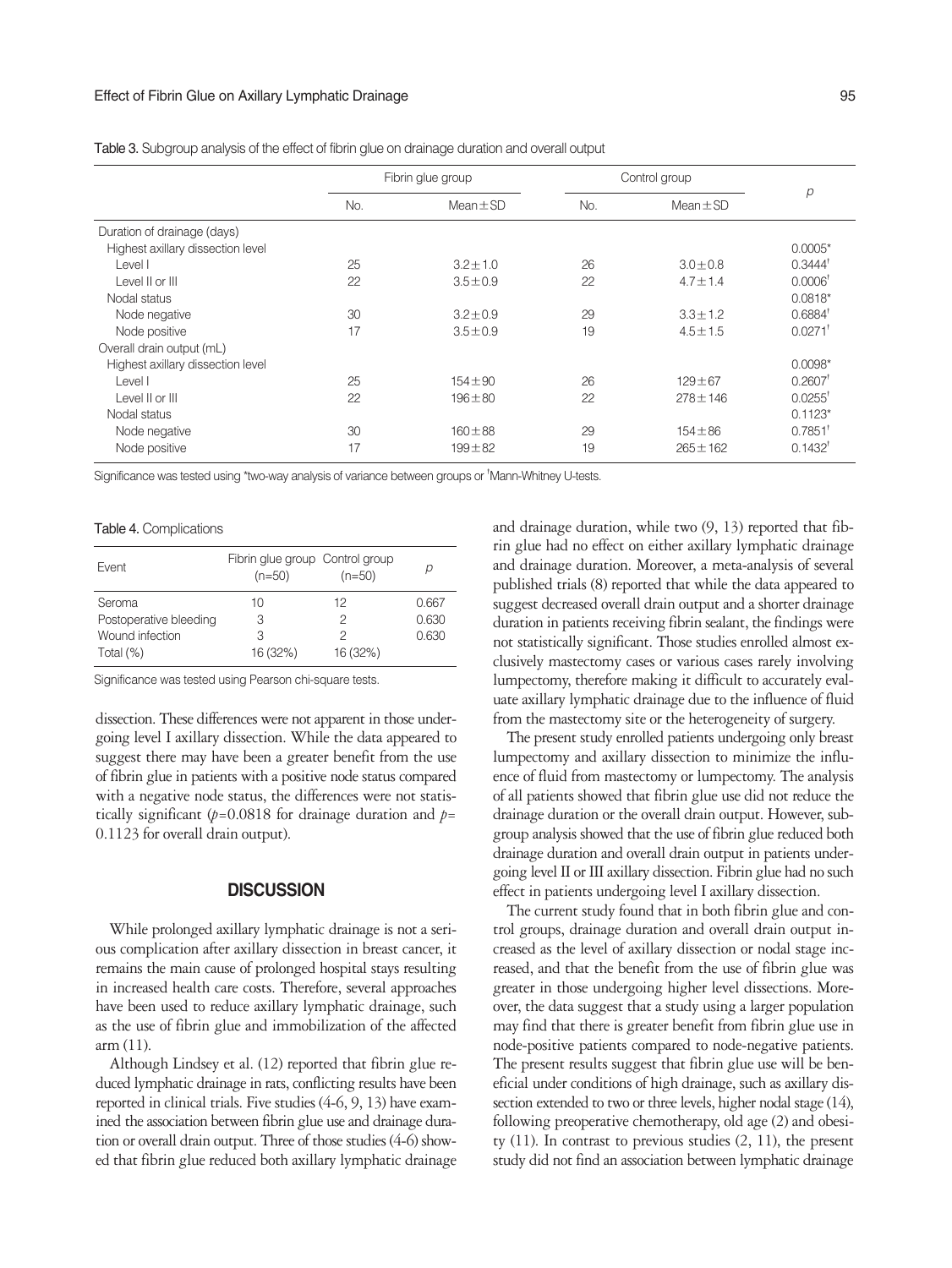Table 3. Subgroup analysis of the effect of fibrin glue on drainage duration and overall output

| | Fibrin glue group | | Control group | | $p$ |
|---|---|---|---|---|---|
| | No. | Mean±SD | No. | Mean±SD | |
| Duration of drainage (days) | | | | | |
| Highest axillary dissection level | | | | | 0.0005* |
| Level I | 25 | 3.2±1.0 | 26 | 3.0±0.8 | 0.3444[†] |
| Level II or III | 22 | 3.5±0.9 | 22 | 4.7±1.4 | 0.0006[†] |
| Nodal status | | | | | 0.0818* |
| Node negative | 30 | 3.2±0.9 | 29 | 3.3±1.2 | 0.6884[†] |
| Node positive | 17 | 3.5±0.9 | 19 | 4.5±1.5 | 0.0271[†] |
| Overall drain output (mL) | | | | | |
| Highest axillary dissection level | | | | | 0.0098* |
| Level I | 25 | 154±90 | 26 | 129±67 | 0.2607[†] |
| Level II or III | 22 | 196±80 | 22 | 278±146 | 0.0255[†] |
| Nodal status | | | | | 0.1123* |
| Node negative | 30 | 160±88 | 29 | 154±86 | 0.7851[†] |
| Node positive | 17 | 199±82 | 19 | 265±162 | 0.1432[†] |

Significance was tested using *two-way analysis of variance between groups or [†]Mann-Whitney U-tests.

Table 4. Complications

| Event | Fibrin glue group (n=50) | Control group (n=50) | $p$ |
|---|---|---|---|
| Seroma | 10 | 12 | 0.667 |
| Postoperative bleeding | 3 | 2 | 0.630 |
| Wound infection | 3 | 2 | 0.630 |
| Total (%) | 16 (32%) | 16 (32%) | |

Significance was tested using Pearson chi-square tests.

dissection. These differences were not apparent in those undergoing level I axillary dissection. While the data appeared to suggest there may have been a greater benefit from the use of fibrin glue in patients with a positive node status compared with a negative node status, the differences were not statistically significant ($p$=0.0818 for drainage duration and $p$=0.1123 for overall drain output).

## DISCUSSION

While prolonged axillary lymphatic drainage is not a serious complication after axillary dissection in breast cancer, it remains the main cause of prolonged hospital stays resulting in increased health care costs. Therefore, several approaches have been used to reduce axillary lymphatic drainage, such as the use of fibrin glue and immobilization of the affected arm (11).

Although Lindsey et al. (12) reported that fibrin glue reduced lymphatic drainage in rats, conflicting results have been reported in clinical trials. Five studies (4-6, 9, 13) have examined the association between fibrin glue use and drainage duration or overall drain output. Three of those studies (4-6) showed that fibrin glue reduced both axillary lymphatic drainage and drainage duration, while two (9, 13) reported that fibrin glue had no effect on either axillary lymphatic drainage and drainage duration. Moreover, a meta-analysis of several published trials (8) reported that while the data appeared to suggest decreased overall drain output and a shorter drainage duration in patients receiving fibrin sealant, the findings were not statistically significant. Those studies enrolled almost exclusively mastectomy cases or various cases rarely involving lumpectomy, therefore making it difficult to accurately evaluate axillary lymphatic drainage due to the influence of fluid from the mastectomy site or the heterogeneity of surgery.

The present study enrolled patients undergoing only breast lumpectomy and axillary dissection to minimize the influence of fluid from mastectomy or lumpectomy. The analysis of all patients showed that fibrin glue use did not reduce the drainage duration or the overall drain output. However, subgroup analysis showed that the use of fibrin glue reduced both drainage duration and overall drain output in patients undergoing level II or III axillary dissection. Fibrin glue had no such effect in patients undergoing level I axillary dissection.

The current study found that in both fibrin glue and control groups, drainage duration and overall drain output increased as the level of axillary dissection or nodal stage increased, and that the benefit from the use of fibrin glue was greater in those undergoing higher level dissections. Moreover, the data suggest that a study using a larger population may find that there is greater benefit from fibrin glue use in node-positive patients compared to node-negative patients. The present results suggest that fibrin glue use will be beneficial under conditions of high drainage, such as axillary dissection extended to two or three levels, higher nodal stage (14), following preoperative chemotherapy, old age (2) and obesity (11). In contrast to previous studies (2, 11), the present study did not find an association between lymphatic drainage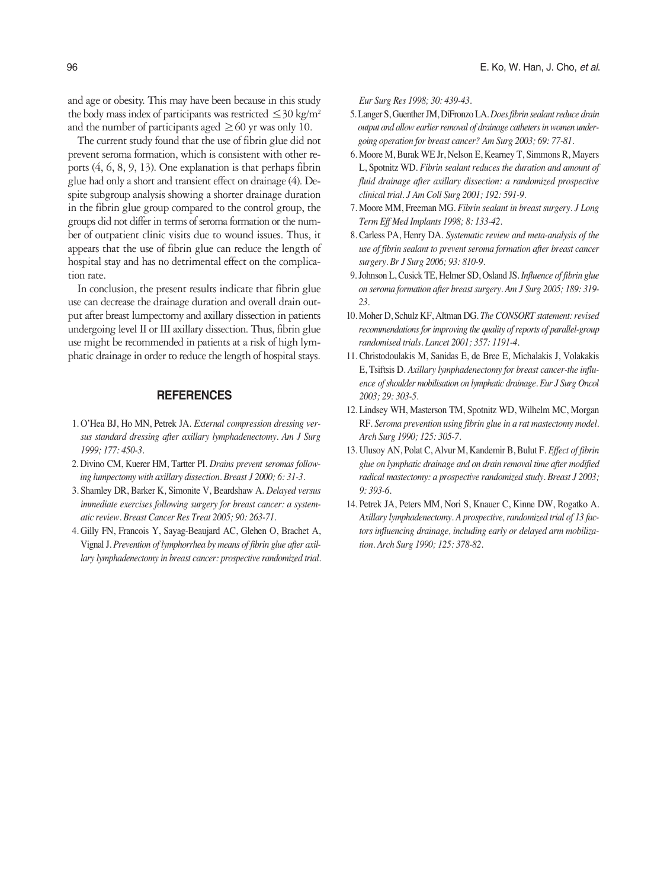and age or obesity. This may have been because in this study the body mass index of participants was restricted $\leq 30$ kg/m$^2$ and the number of participants aged $\geq 60$ yr was only 10.

The current study found that the use of fibrin glue did not prevent seroma formation, which is consistent with other reports (4, 6, 8, 9, 13). One explanation is that perhaps fibrin glue had only a short and transient effect on drainage (4). Despite subgroup analysis showing a shorter drainage duration in the fibrin glue group compared to the control group, the groups did not differ in terms of seroma formation or the number of outpatient clinic visits due to wound issues. Thus, it appears that the use of fibrin glue can reduce the length of hospital stay and has no detrimental effect on the complication rate.

In conclusion, the present results indicate that fibrin glue use can decrease the drainage duration and overall drain output after breast lumpectomy and axillary dissection in patients undergoing level II or III axillary dissection. Thus, fibrin glue use might be recommended in patients at a risk of high lymphatic drainage in order to reduce the length of hospital stays.

## REFERENCES

1. O'Hea BJ, Ho MN, Petrek JA. *External compression dressing versus standard dressing after axillary lymphadenectomy. Am J Surg 1999; 177: 450-3.*
2. Divino CM, Kuerer HM, Tartter PI. *Drains prevent seromas following lumpectomy with axillary dissection. Breast J 2000; 6: 31-3.*
3. Shamley DR, Barker K, Simonite V, Beardshaw A. *Delayed versus immediate exercises following surgery for breast cancer: a systematic review. Breast Cancer Res Treat 2005; 90: 263-71.*
4. Gilly FN, Francois Y, Sayag-Beaujard AC, Glehen O, Brachet A, Vignal J. *Prevention of lymphorrhea by means of fibrin glue after axillary lymphadenectomy in breast cancer: prospective randomized trial. Eur Surg Res 1998; 30: 439-43.*
5. Langer S, Guenther JM, DiFronzo LA. *Does fibrin sealant reduce drain output and allow earlier removal of drainage catheters in women undergoing operation for breast cancer? Am Surg 2003; 69: 77-81.*
6. Moore M, Burak WE Jr, Nelson E, Kearney T, Simmons R, Mayers L, Spotnitz WD. *Fibrin sealant reduces the duration and amount of fluid drainage after axillary dissection: a randomized prospective clinical trial. J Am Coll Surg 2001; 192: 591-9.*
7. Moore MM, Freeman MG. *Fibrin sealant in breast surgery. J Long Term Eff Med Implants 1998; 8: 133-42.*
8. Carless PA, Henry DA. *Systematic review and meta-analysis of the use of fibrin sealant to prevent seroma formation after breast cancer surgery. Br J Surg 2006; 93: 810-9.*
9. Johnson L, Cusick TE, Helmer SD, Osland JS. *Influence of fibrin glue on seroma formation after breast surgery. Am J Surg 2005; 189: 319-23.*
10. Moher D, Schulz KF, Altman DG. *The CONSORT statement: revised recommendations for improving the quality of reports of parallel-group randomised trials. Lancet 2001; 357: 1191-4.*
11. Christodoulakis M, Sanidas E, de Bree E, Michalakis J, Volakakis E, Tsiftsis D. *Axillary lymphadenectomy for breast cancer-the influence of shoulder mobilisation on lymphatic drainage. Eur J Surg Oncol 2003; 29: 303-5.*
12. Lindsey WH, Masterson TM, Spotnitz WD, Wilhelm MC, Morgan RF. *Seroma prevention using fibrin glue in a rat mastectomy model. Arch Surg 1990; 125: 305-7.*
13. Ulusoy AN, Polat C, Alvur M, Kandemir B, Bulut F. *Effect of fibrin glue on lymphatic drainage and on drain removal time after modified radical mastectomy: a prospective randomized study. Breast J 2003; 9: 393-6.*
14. Petrek JA, Peters MM, Nori S, Knauer C, Kinne DW, Rogatko A. *Axillary lymphadenectomy. A prospective, randomized trial of 13 factors influencing drainage, including early or delayed arm mobilization. Arch Surg 1990; 125: 378-82.*